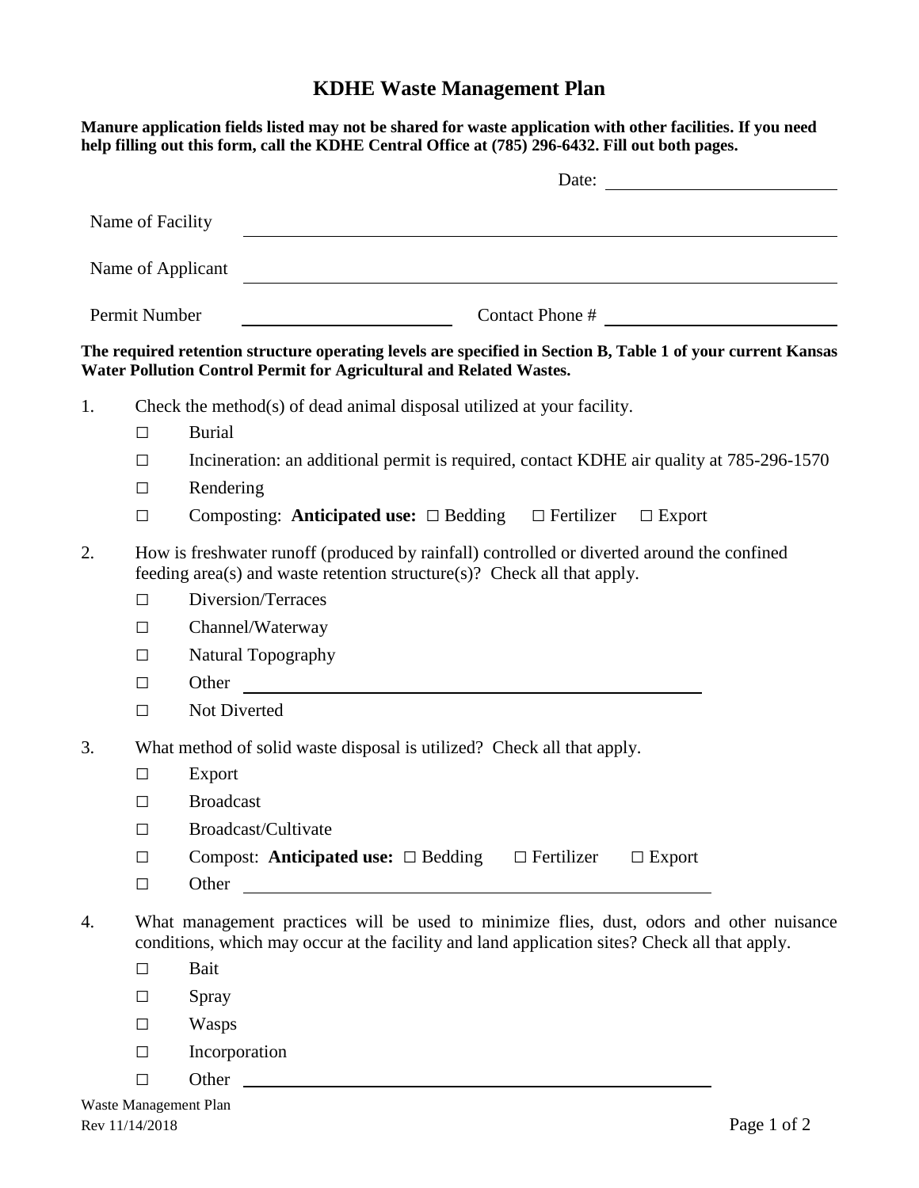# KDHE Waste Management Plan

**Manure application fields listed may not be shared for waste application with other facilities. If you need help filling out this form, call the KDHE Central Office at (785) 296-6432. Fill out both pages.**

Date: ________________________

Name of Facility ______________________________________________

Name of Applicant ______________________________________________

Permit Number ____________________ Contact Phone # ________________________

**The required retention structure operating levels are specified in Section B, Table 1 of your current Kansas Water Pollution Control Permit for Agricultural and Related Wastes.**

1. Check the method(s) of dead animal disposal utilized at your facility.
   - ☐ Burial
   - ☐ Incineration: an additional permit is required, contact KDHE air quality at 785-296-1570
   - ☐ Rendering
   - ☐ Composting: **Anticipated use:** ☐ Bedding ☐ Fertilizer ☐ Export

2. How is freshwater runoff (produced by rainfall) controlled or diverted around the confined feeding area(s) and waste retention structure(s)? Check all that apply.
   - ☐ Diversion/Terraces
   - ☐ Channel/Waterway
   - ☐ Natural Topography
   - ☐ Other ______________________________________________
   - ☐ Not Diverted

3. What method of solid waste disposal is utilized? Check all that apply.
   - ☐ Export
   - ☐ Broadcast
   - ☐ Broadcast/Cultivate
   - ☐ Compost: **Anticipated use:** ☐ Bedding ☐ Fertilizer ☐ Export
   - ☐ Other ______________________________________________

4. What management practices will be used to minimize flies, dust, odors and other nuisance conditions, which may occur at the facility and land application sites? Check all that apply.
   - ☐ Bait
   - ☐ Spray
   - ☐ Wasps
   - ☐ Incorporation
   - ☐ Other ______________________________________________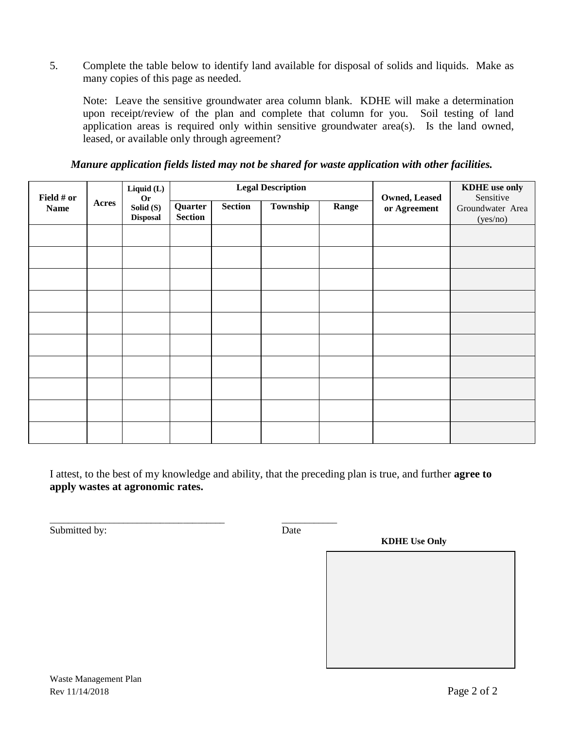5. Complete the table below to identify land available for disposal of solids and liquids. Make as many copies of this page as needed.

   Note: Leave the sensitive groundwater area column blank. KDHE will make a determination upon receipt/review of the plan and complete that column for you. Soil testing of land application areas is required only within sensitive groundwater area(s). Is the land owned, leased, or available only through agreement?

***Manure application fields listed may not be shared for waste application with other facilities.***

| Field # or Name | Acres | Liquid (L) Or Solid (S) Disposal | Legal Description | | | | Owned, Leased or Agreement | KDHE use only Sensitive Groundwater Area (yes/no) |
|---|---|---|---|---|---|---|---|---|
| | | | Quarter Section | Section | Township | Range | | |
| | | | | | | | | |
| | | | | | | | | |
| | | | | | | | | |
| | | | | | | | | |
| | | | | | | | | |
| | | | | | | | | |
| | | | | | | | | |
| | | | | | | | | |
| | | | | | | | | |
| | | | | | | | | |

I attest, to the best of my knowledge and ability, that the preceding plan is true, and further **agree to apply wastes at agronomic rates.**

\_\_\_\_\_\_\_\_\_\_\_\_\_\_\_\_\_\_\_\_\_\_\_\_\_\_\_\_\_\_\_\_\_\_ \_\_\_\_\_\_\_\_\_\_\_

Submitted by: Date

**KDHE Use Only**

Waste Management Plan
Rev 11/14/2018